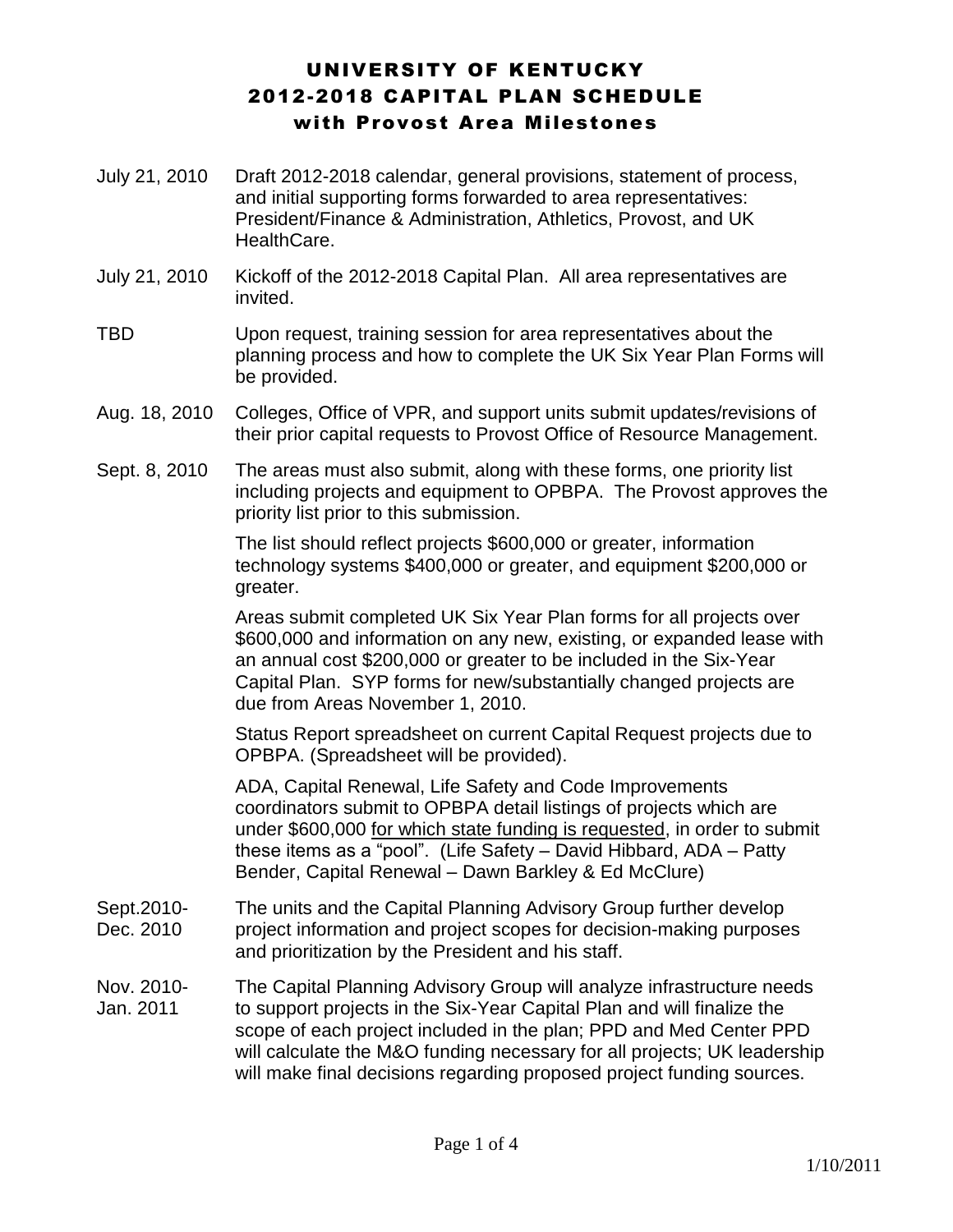# UNIVERSITY OF KENTUCKY
# 2012-2018 CAPITAL PLAN SCHEDULE
## with Provost Area Milestones

| | |
|---|---|
| July 21, 2010 | Draft 2012-2018 calendar, general provisions, statement of process, and initial supporting forms forwarded to area representatives: President/Finance & Administration, Athletics, Provost, and UK HealthCare. |
| July 21, 2010 | Kickoff of the 2012-2018 Capital Plan. All area representatives are invited. |
| TBD | Upon request, training session for area representatives about the planning process and how to complete the UK Six Year Plan Forms will be provided. |
| Aug. 18, 2010 | Colleges, Office of VPR, and support units submit updates/revisions of their prior capital requests to Provost Office of Resource Management. |
| Sept. 8, 2010 | The areas must also submit, along with these forms, one priority list including projects and equipment to OPBPA. The Provost approves the priority list prior to this submission.<br><br>The list should reflect projects $600,000 or greater, information technology systems $400,000 or greater, and equipment $200,000 or greater.<br><br>Areas submit completed UK Six Year Plan forms for all projects over $600,000 and information on any new, existing, or expanded lease with an annual cost $200,000 or greater to be included in the Six-Year Capital Plan. SYP forms for new/substantially changed projects are due from Areas November 1, 2010.<br><br>Status Report spreadsheet on current Capital Request projects due to OPBPA. (Spreadsheet will be provided).<br><br>ADA, Capital Renewal, Life Safety and Code Improvements coordinators submit to OPBPA detail listings of projects which are under $600,000 <u>for which state funding is requested</u>, in order to submit these items as a "pool". (Life Safety – David Hibbard, ADA – Patty Bender, Capital Renewal – Dawn Barkley & Ed McClure) |
| Sept.2010-Dec. 2010 | The units and the Capital Planning Advisory Group further develop project information and project scopes for decision-making purposes and prioritization by the President and his staff. |
| Nov. 2010-Jan. 2011 | The Capital Planning Advisory Group will analyze infrastructure needs to support projects in the Six-Year Capital Plan and will finalize the scope of each project included in the plan; PPD and Med Center PPD will calculate the M&O funding necessary for all projects; UK leadership will make final decisions regarding proposed project funding sources. |

1/10/2011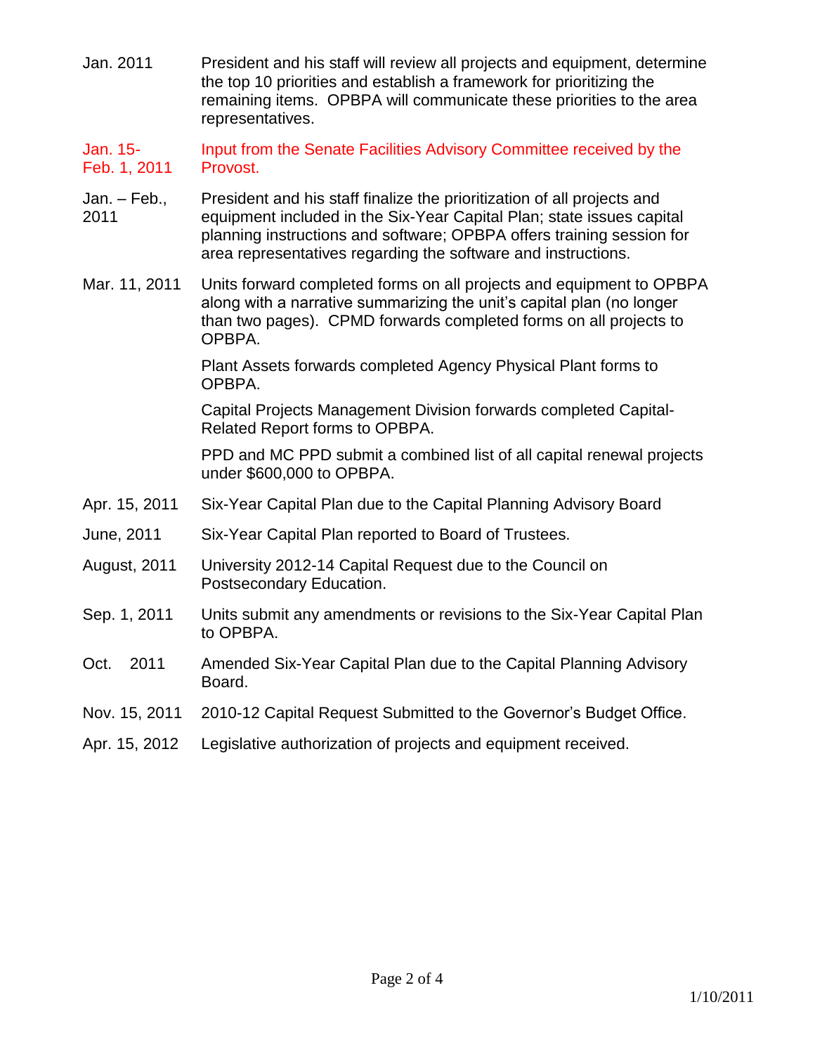| | |
|---|---|
| Jan. 2011 | President and his staff will review all projects and equipment, determine the top 10 priorities and establish a framework for prioritizing the remaining items. OPBPA will communicate these priorities to the area representatives. |
| Jan. 15-Feb. 1, 2011 | Input from the Senate Facilities Advisory Committee received by the Provost. |
| Jan. – Feb., 2011 | President and his staff finalize the prioritization of all projects and equipment included in the Six-Year Capital Plan; state issues capital planning instructions and software; OPBPA offers training session for area representatives regarding the software and instructions. |
| Mar. 11, 2011 | Units forward completed forms on all projects and equipment to OPBPA along with a narrative summarizing the unit's capital plan (no longer than two pages). CPMD forwards completed forms on all projects to OPBPA. |
| | Plant Assets forwards completed Agency Physical Plant forms to OPBPA. |
| | Capital Projects Management Division forwards completed Capital-Related Report forms to OPBPA. |
| | PPD and MC PPD submit a combined list of all capital renewal projects under $600,000 to OPBPA. |
| Apr. 15, 2011 | Six-Year Capital Plan due to the Capital Planning Advisory Board |
| June, 2011 | Six-Year Capital Plan reported to Board of Trustees. |
| August, 2011 | University 2012-14 Capital Request due to the Council on Postsecondary Education. |
| Sep. 1, 2011 | Units submit any amendments or revisions to the Six-Year Capital Plan to OPBPA. |
| Oct. 2011 | Amended Six-Year Capital Plan due to the Capital Planning Advisory Board. |
| Nov. 15, 2011 | 2010-12 Capital Request Submitted to the Governor's Budget Office. |
| Apr. 15, 2012 | Legislative authorization of projects and equipment received. |

1/10/2011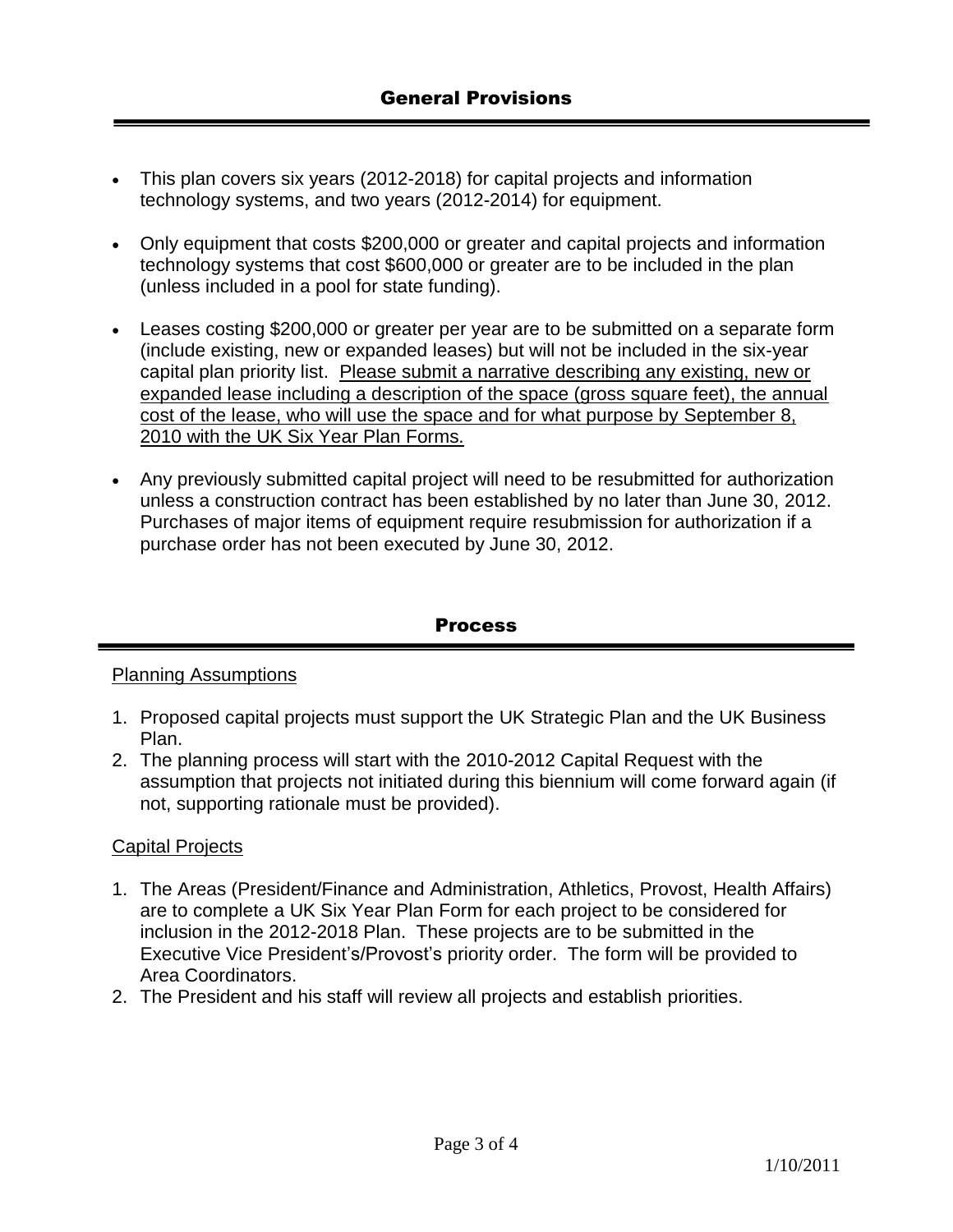## General Provisions

- This plan covers six years (2012-2018) for capital projects and information technology systems, and two years (2012-2014) for equipment.
- Only equipment that costs $200,000 or greater and capital projects and information technology systems that cost $600,000 or greater are to be included in the plan (unless included in a pool for state funding).
- Leases costing $200,000 or greater per year are to be submitted on a separate form (include existing, new or expanded leases) but will not be included in the six-year capital plan priority list. Please submit a narrative describing any existing, new or expanded lease including a description of the space (gross square feet), the annual cost of the lease, who will use the space and for what purpose by September 8, 2010 with the UK Six Year Plan Forms.
- Any previously submitted capital project will need to be resubmitted for authorization unless a construction contract has been established by no later than June 30, 2012. Purchases of major items of equipment require resubmission for authorization if a purchase order has not been executed by June 30, 2012.

## Process

### Planning Assumptions

1. Proposed capital projects must support the UK Strategic Plan and the UK Business Plan.
2. The planning process will start with the 2010-2012 Capital Request with the assumption that projects not initiated during this biennium will come forward again (if not, supporting rationale must be provided).

### Capital Projects

1. The Areas (President/Finance and Administration, Athletics, Provost, Health Affairs) are to complete a UK Six Year Plan Form for each project to be considered for inclusion in the 2012-2018 Plan. These projects are to be submitted in the Executive Vice President's/Provost's priority order. The form will be provided to Area Coordinators.
2. The President and his staff will review all projects and establish priorities.

1/10/2011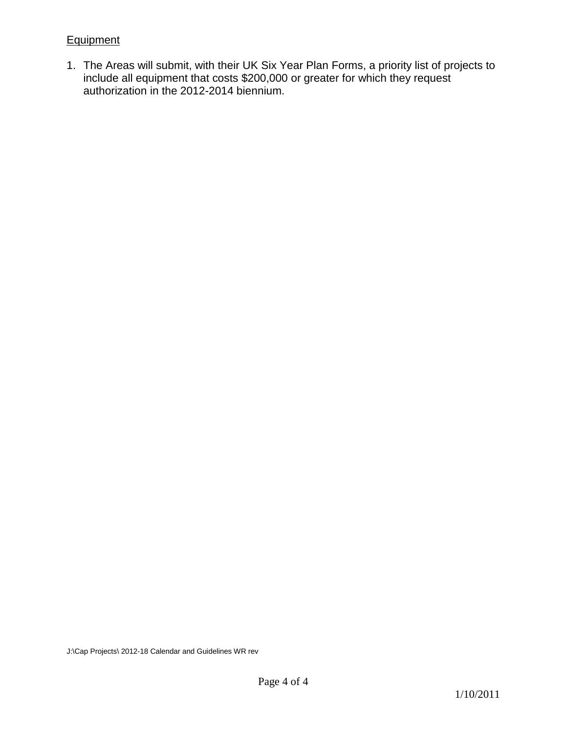<u>Equipment</u>

1. The Areas will submit, with their UK Six Year Plan Forms, a priority list of projects to include all equipment that costs $200,000 or greater for which they request authorization in the 2012-2014 biennium.

J:\Cap Projects\ 2012-18 Calendar and Guidelines WR rev

1/10/2011